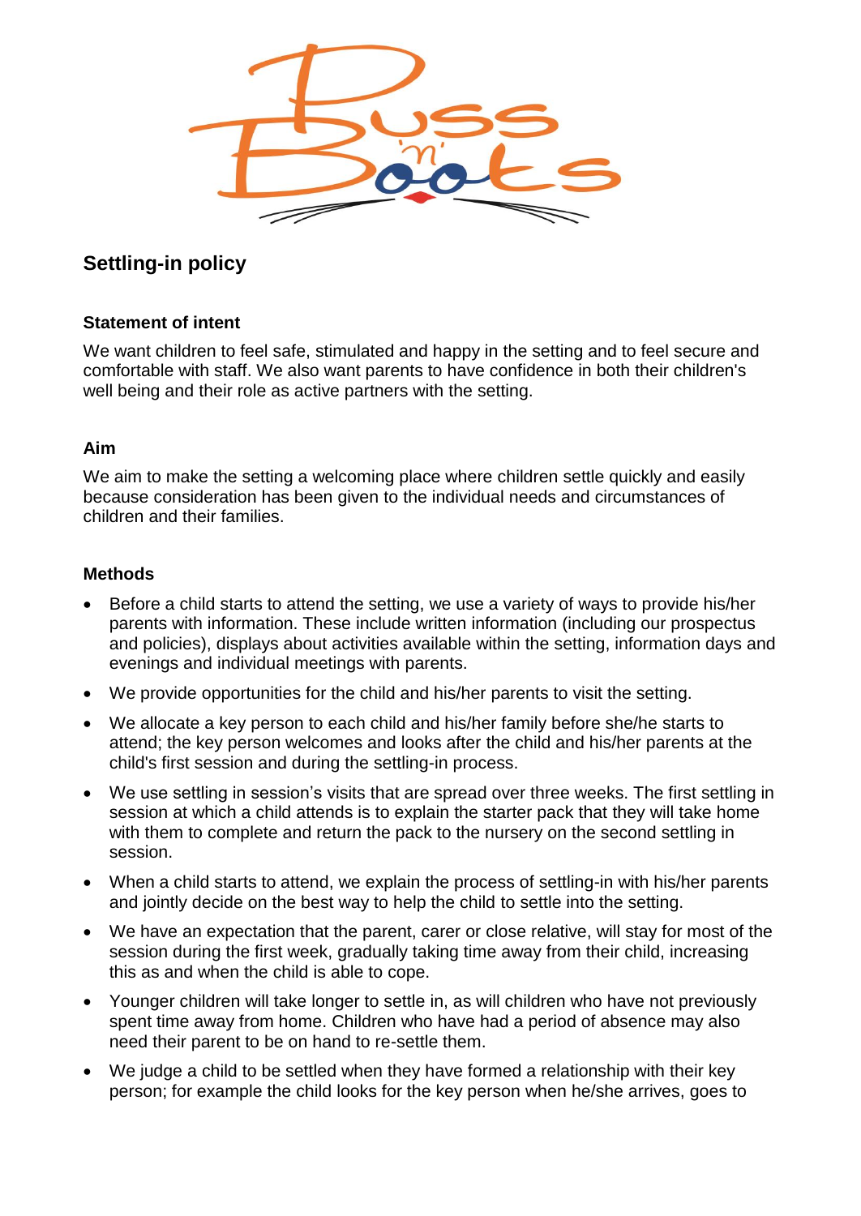## Settling-in policy

### Statement of intent

We want children to feel safe, stimulated and happy in the setting and to feel secure and comfortable with staff. We also want parents to have confidence in both their children's well being and their role as active partners with the setting.

### Aim

We aim to make the setting a welcoming place where children settle quickly and easily because consideration has been given to the individual needs and circumstances of children and their families.

### Methods

- Before a child starts to attend the setting, we use a variety of ways to provide his/her parents with information. These include written information (including our prospectus and policies), displays about activities available within the setting, information days and evenings and individual meetings with parents.
- We provide opportunities for the child and his/her parents to visit the setting.
- We allocate a key person to each child and his/her family before she/he starts to attend; the key person welcomes and looks after the child and his/her parents at the child's first session and during the settling-in process.
- We use settling in session's visits that are spread over three weeks. The first settling in session at which a child attends is to explain the starter pack that they will take home with them to complete and return the pack to the nursery on the second settling in session.
- When a child starts to attend, we explain the process of settling-in with his/her parents and jointly decide on the best way to help the child to settle into the setting.
- We have an expectation that the parent, carer or close relative, will stay for most of the session during the first week, gradually taking time away from their child, increasing this as and when the child is able to cope.
- Younger children will take longer to settle in, as will children who have not previously spent time away from home. Children who have had a period of absence may also need their parent to be on hand to re-settle them.
- We judge a child to be settled when they have formed a relationship with their key person; for example the child looks for the key person when he/she arrives, goes to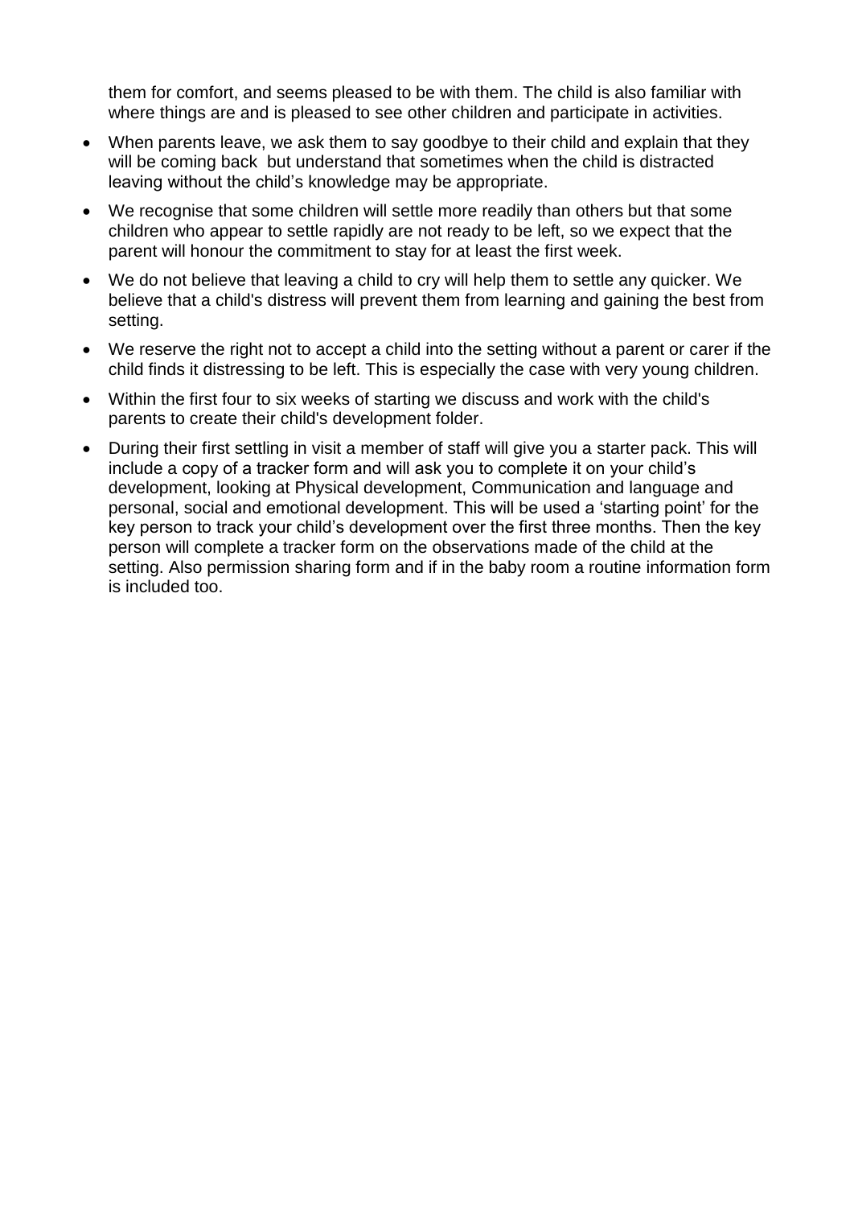them for comfort, and seems pleased to be with them. The child is also familiar with where things are and is pleased to see other children and participate in activities.

- When parents leave, we ask them to say goodbye to their child and explain that they will be coming back but understand that sometimes when the child is distracted leaving without the child's knowledge may be appropriate.
- We recognise that some children will settle more readily than others but that some children who appear to settle rapidly are not ready to be left, so we expect that the parent will honour the commitment to stay for at least the first week.
- We do not believe that leaving a child to cry will help them to settle any quicker. We believe that a child's distress will prevent them from learning and gaining the best from setting.
- We reserve the right not to accept a child into the setting without a parent or carer if the child finds it distressing to be left. This is especially the case with very young children.
- Within the first four to six weeks of starting we discuss and work with the child's parents to create their child's development folder.
- During their first settling in visit a member of staff will give you a starter pack. This will include a copy of a tracker form and will ask you to complete it on your child's development, looking at Physical development, Communication and language and personal, social and emotional development. This will be used a 'starting point' for the key person to track your child's development over the first three months. Then the key person will complete a tracker form on the observations made of the child at the setting. Also permission sharing form and if in the baby room a routine information form is included too.